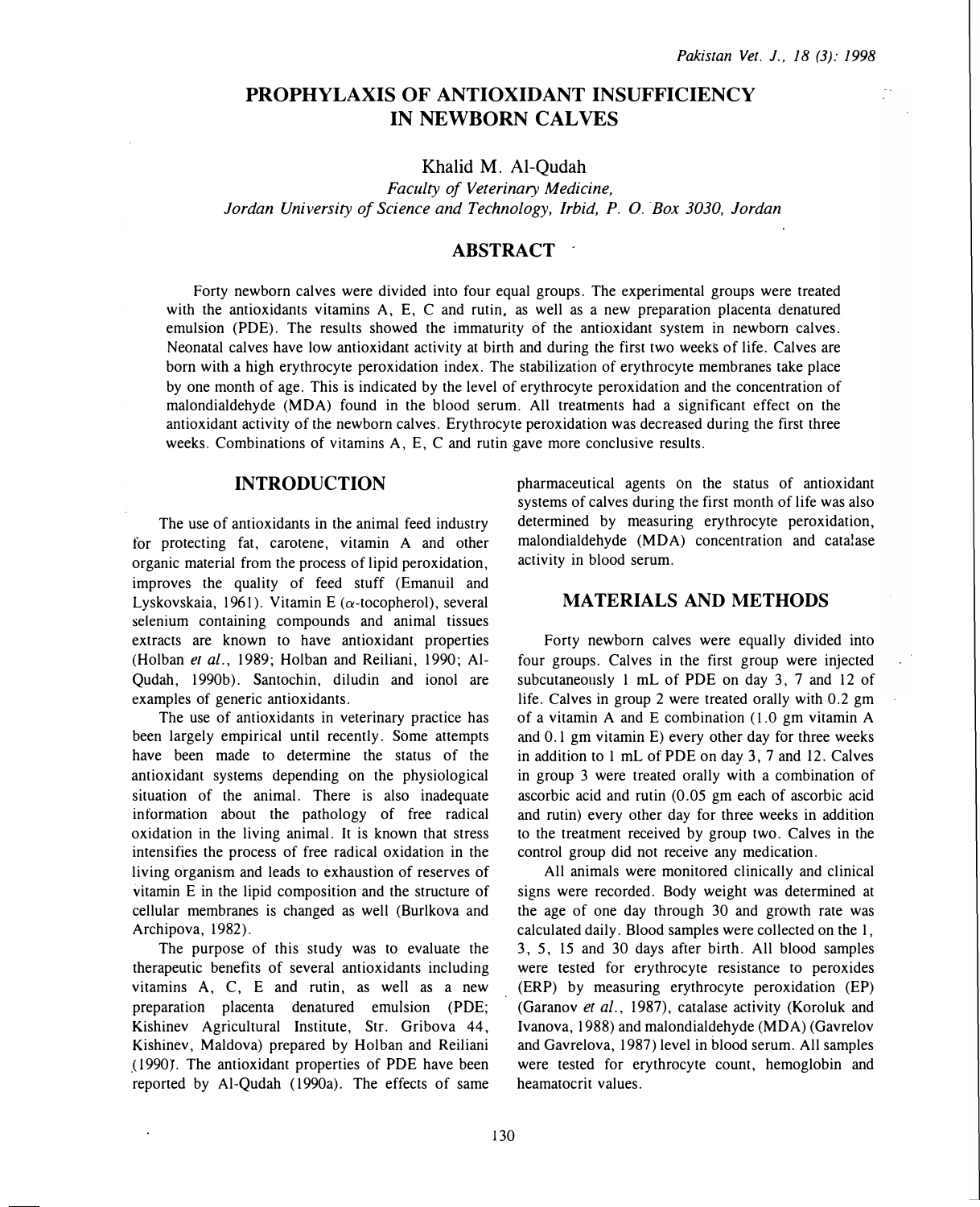# PROPHYLAXIS OF ANTIOXIDANT INSUFFICIENCY IN NEWBORN CALVES

Khalid M. Al-Qudah

*Faculty of Veterinary Medicine, Jordan University of Science and Technology, Irbid, P. O. Box 3030, Jordan*

## ABSTRACT

Forty newborn calves were divided into four equal groups. The experimental groups were treated with the antioxidants vitamins A, E, C and rutin, as well as a new preparation placenta denatured emulsion (PDE). The results showed the immaturity of the antioxidant system in newborn calves. Neonatal calves have low antioxidant activity at birth and during the first two weeks of life. Calves are born with a high erythrocyte peroxidation index. The stabilization of erythrocyte membranes take place by one month of age. This is indicated by the level of erythrocyte peroxidation and the concentration of malondialdehyde (MDA) found in the blood serum. All treatments had a significant effect on the antioxidant activity of the newborn calves. Erythrocyte peroxidation was decreased during the first three weeks. Combinations of vitamins A, E, C and rutin gave more conclusive results.

## INTRODUCTION

The use of antioxidants in the animal feed industry for protecting fat, carotene, vitamin A and other organic material from the process of lipid peroxidation, improves the quality of feed stuff (Emanuil and Lyskovskaia, 1961). Vitamin E ($\alpha$-tocopherol), several selenium containing compounds and animal tissues extracts are known to have antioxidant properties (Holban *et al.*, 1989; Holban and Reiliani, 1990; Al-Qudah, 1990b). Santochin, diludin and ionol are examples of generic antioxidants.

The use of antioxidants in veterinary practice has been largely empirical until recently. Some attempts have been made to determine the status of the antioxidant systems depending on the physiological situation of the animal. There is also inadequate information about the pathology of free radical oxidation in the living animal. It is known that stress intensifies the process of free radical oxidation in the living organism and leads to exhaustion of reserves of vitamin E in the lipid composition and the structure of cellular membranes is changed as well (Burlkova and Archipova, 1982).

The purpose of this study was to evaluate the therapeutic benefits of several antioxidants including vitamins A, C, E and rutin, as well as a new preparation placenta denatured emulsion (PDE; Kishinev Agricultural Institute, Str. Gribova 44, Kishinev, Maldova) prepared by Holban and Reiliani (1990). The antioxidant properties of PDE have been reported by Al-Qudah (1990a). The effects of same pharmaceutical agents on the status of antioxidant systems of calves during the first month of life was also determined by measuring erythrocyte peroxidation, malondialdehyde (MDA) concentration and catalase activity in blood serum.

## MATERIALS AND METHODS

Forty newborn calves were equally divided into four groups. Calves in the first group were injected subcutaneously 1 mL of PDE on day 3, 7 and 12 of life. Calves in group 2 were treated orally with 0.2 gm of a vitamin A and E combination (1.0 gm vitamin A and 0.1 gm vitamin E) every other day for three weeks in addition to 1 mL of PDE on day 3, 7 and 12. Calves in group 3 were treated orally with a combination of ascorbic acid and rutin (0.05 gm each of ascorbic acid and rutin) every other day for three weeks in addition to the treatment received by group two. Calves in the control group did not receive any medication.

All animals were monitored clinically and clinical signs were recorded. Body weight was determined at the age of one day through 30 and growth rate was calculated daily. Blood samples were collected on the 1, 3, 5, 15 and 30 days after birth. All blood samples were tested for erythrocyte resistance to peroxides (ERP) by measuring erythrocyte peroxidation (EP) (Garanov *et al.*, 1987), catalase activity (Koroluk and Ivanova, 1988) and malondialdehyde (MDA) (Gavrelov and Gavrelova, 1987) level in blood serum. All samples were tested for erythrocyte count, hemoglobin and heamatocrit values.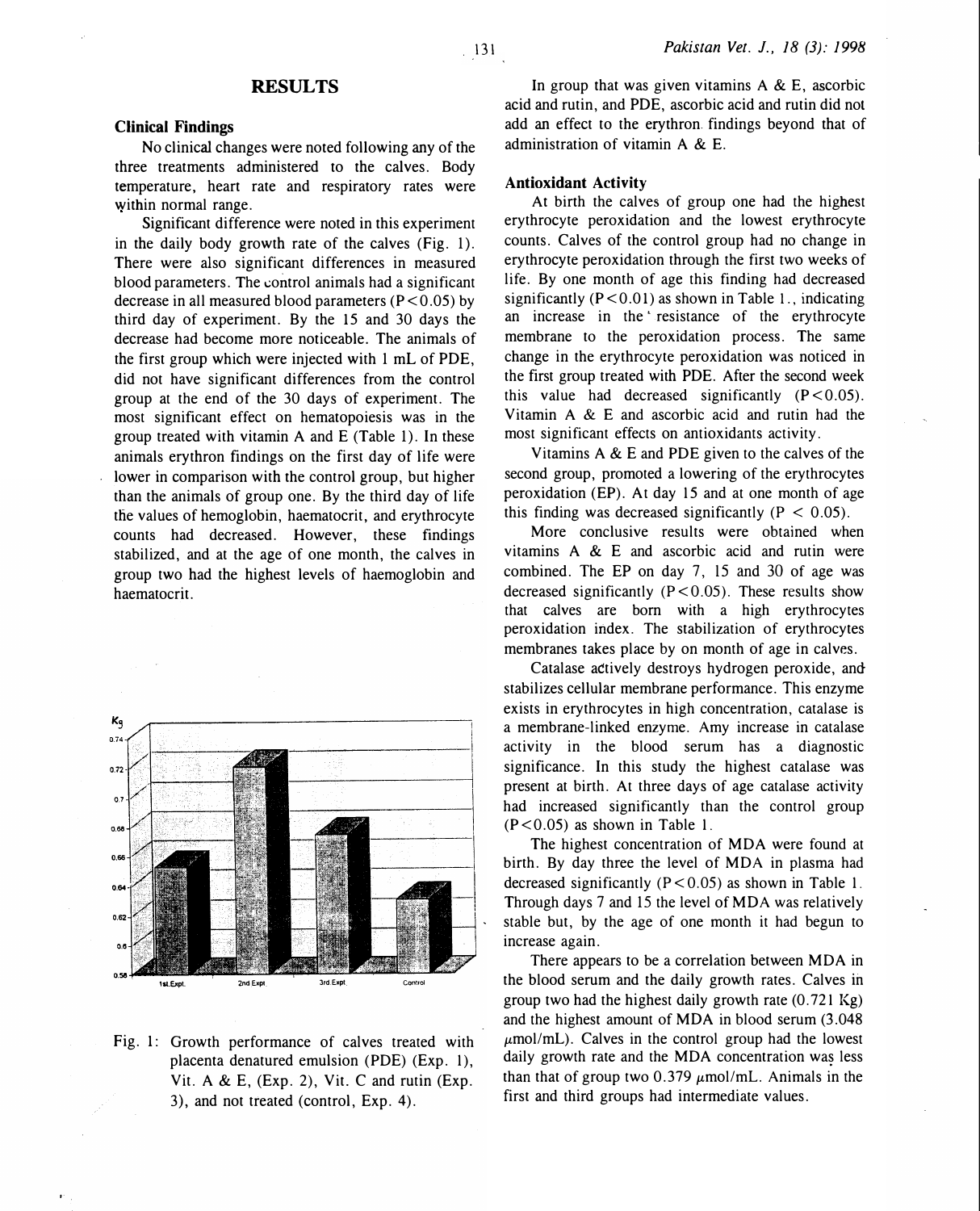## RESULTS

### Clinical Findings

No clinical changes were noted following any of the three treatments administered to the calves. Body temperature, heart rate and respiratory rates were within normal range.

Significant difference were noted in this experiment in the daily body growth rate of the calves (Fig. 1). There were also significant differences in measured blood parameters. The control animals had a significant decrease in all measured blood parameters ($P<0.05$) by third day of experiment. By the 15 and 30 days the decrease had become more noticeable. The animals of the first group which were injected with 1 mL of PDE, did not have significant differences from the control group at the end of the 30 days of experiment. The most significant effect on hematopoiesis was in the group treated with vitamin A and E (Table 1). In these animals erythron findings on the first day of life were lower in comparison with the control group, but higher than the animals of group one. By the third day of life the values of hemoglobin, haematocrit, and erythrocyte counts had decreased. However, these findings stabilized, and at the age of one month, the calves in group two had the highest levels of haemoglobin and haematocrit.

Fig. 1: Growth performance of calves treated with placenta denatured emulsion (PDE) (Exp. 1), Vit. A & E, (Exp. 2), Vit. C and rutin (Exp. 3), and not treated (control, Exp. 4).

In group that was given vitamins A & E, ascorbic acid and rutin, and PDE, ascorbic acid and rutin did not add an effect to the erythron findings beyond that of administration of vitamin A & E.

### Antioxidant Activity

At birth the calves of group one had the highest erythrocyte peroxidation and the lowest erythrocyte counts. Calves of the control group had no change in erythrocyte peroxidation through the first two weeks of life. By one month of age this finding had decreased significantly ($P<0.01$) as shown in Table 1., indicating an increase in the resistance of the erythrocyte membrane to the peroxidation process. The same change in the erythrocyte peroxidation was noticed in the first group treated with PDE. After the second week this value had decreased significantly ($P<0.05$). Vitamin A & E and ascorbic acid and rutin had the most significant effects on antioxidants activity.

Vitamins A & E and PDE given to the calves of the second group, promoted a lowering of the erythrocytes peroxidation (EP). At day 15 and at one month of age this finding was decreased significantly ($P < 0.05$).

More conclusive results were obtained when vitamins A & E and ascorbic acid and rutin were combined. The EP on day 7, 15 and 30 of age was decreased significantly ($P<0.05$). These results show that calves are born with a high erythrocytes peroxidation index. The stabilization of erythrocytes membranes takes place by on month of age in calves.

Catalase actively destroys hydrogen peroxide, and stabilizes cellular membrane performance. This enzyme exists in erythrocytes in high concentration, catalase is a membrane-linked enzyme. Amy increase in catalase activity in the blood serum has a diagnostic significance. In this study the highest catalase was present at birth. At three days of age catalase activity had increased significantly than the control group ($P<0.05$) as shown in Table 1.

The highest concentration of MDA were found at birth. By day three the level of MDA in plasma had decreased significantly ($P<0.05$) as shown in Table 1. Through days 7 and 15 the level of MDA was relatively stable but, by the age of one month it had begun to increase again.

There appears to be a correlation between MDA in the blood serum and the daily growth rates. Calves in group two had the highest daily growth rate (0.721 Kg) and the highest amount of MDA in blood serum (3.048 $\mu$mol/mL). Calves in the control group had the lowest daily growth rate and the MDA concentration was less than that of group two 0.379 $\mu$mol/mL. Animals in the first and third groups had intermediate values.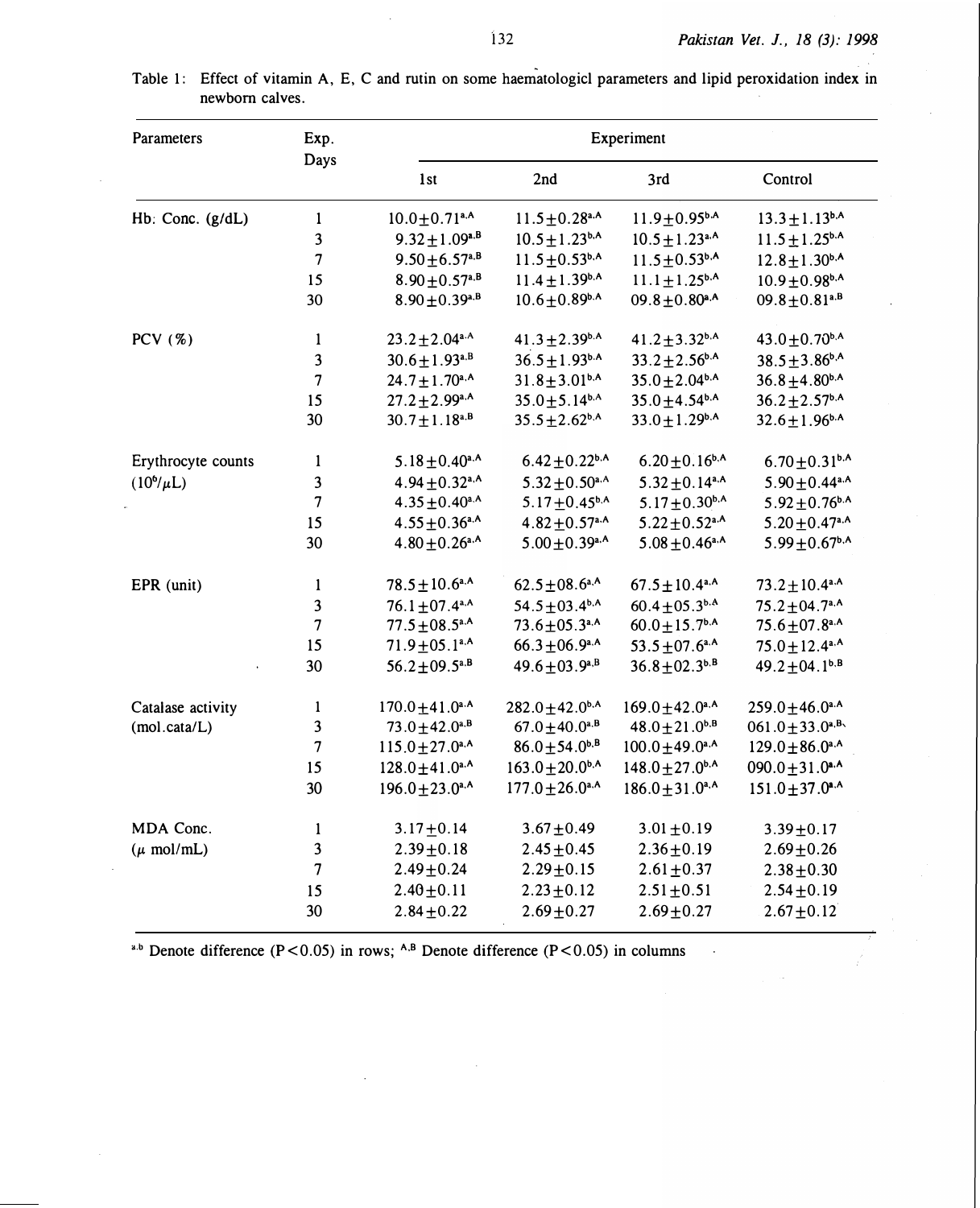Table 1: Effect of vitamin A, E, C and rutin on some haematologicl parameters and lipid peroxidation index in newborn calves.

| Parameters | Exp. Days | Experiment | | | |
|---|---|---|---|---|---|
| | | 1st | 2nd | 3rd | Control |
| Hb. Conc. (g/dL) | 1 | $10.0 \pm 0.71^{a,A}$ | $11.5 \pm 0.28^{a,A}$ | $11.9 \pm 0.95^{b,A}$ | $13.3 \pm 1.13^{b,A}$ |
| | 3 | $9.32 \pm 1.09^{a,B}$ | $10.5 \pm 1.23^{b,A}$ | $10.5 \pm 1.23^{a,A}$ | $11.5 \pm 1.25^{b,A}$ |
| | 7 | $9.50 \pm 6.57^{a,B}$ | $11.5 \pm 0.53^{b,A}$ | $11.5 \pm 0.53^{b,A}$ | $12.8 \pm 1.30^{b,A}$ |
| | 15 | $8.90 \pm 0.57^{a,B}$ | $11.4 \pm 1.39^{b,A}$ | $11.1 \pm 1.25^{b,A}$ | $10.9 \pm 0.98^{b,A}$ |
| | 30 | $8.90 \pm 0.39^{a,B}$ | $10.6 \pm 0.89^{b,A}$ | $09.8 \pm 0.80^{a,A}$ | $09.8 \pm 0.81^{a,B}$ |
| PCV (%) | 1 | $23.2 \pm 2.04^{a,A}$ | $41.3 \pm 2.39^{b,A}$ | $41.2 \pm 3.32^{b,A}$ | $43.0 \pm 0.70^{b,A}$ |
| | 3 | $30.6 \pm 1.93^{a,B}$ | $36.5 \pm 1.93^{b,A}$ | $33.2 \pm 2.56^{b,A}$ | $38.5 \pm 3.86^{b,A}$ |
| | 7 | $24.7 \pm 1.70^{a,A}$ | $31.8 \pm 3.01^{b,A}$ | $35.0 \pm 2.04^{b,A}$ | $36.8 \pm 4.80^{b,A}$ |
| | 15 | $27.2 \pm 2.99^{a,A}$ | $35.0 \pm 5.14^{b,A}$ | $35.0 \pm 4.54^{b,A}$ | $36.2 \pm 2.57^{b,A}$ |
| | 30 | $30.7 \pm 1.18^{a,B}$ | $35.5 \pm 2.62^{b,A}$ | $33.0 \pm 1.29^{b,A}$ | $32.6 \pm 1.96^{b,A}$ |
| Erythrocyte counts ($10^6/\mu L$) | 1 | $5.18 \pm 0.40^{a,A}$ | $6.42 \pm 0.22^{b,A}$ | $6.20 \pm 0.16^{b,A}$ | $6.70 \pm 0.31^{b,A}$ |
| | 3 | $4.94 \pm 0.32^{a,A}$ | $5.32 \pm 0.50^{a,A}$ | $5.32 \pm 0.14^{a,A}$ | $5.90 \pm 0.44^{a,A}$ |
| | 7 | $4.35 \pm 0.40^{a,A}$ | $5.17 \pm 0.45^{b,A}$ | $5.17 \pm 0.30^{b,A}$ | $5.92 \pm 0.76^{b,A}$ |
| | 15 | $4.55 \pm 0.36^{a,A}$ | $4.82 \pm 0.57^{a,A}$ | $5.22 \pm 0.52^{a,A}$ | $5.20 \pm 0.47^{a,A}$ |
| | 30 | $4.80 \pm 0.26^{a,A}$ | $5.00 \pm 0.39^{a,A}$ | $5.08 \pm 0.46^{a,A}$ | $5.99 \pm 0.67^{b,A}$ |
| EPR (unit) | 1 | $78.5 \pm 10.6^{a,A}$ | $62.5 \pm 08.6^{a,A}$ | $67.5 \pm 10.4^{a,A}$ | $73.2 \pm 10.4^{a,A}$ |
| | 3 | $76.1 \pm 07.4^{a,A}$ | $54.5 \pm 03.4^{b,A}$ | $60.4 \pm 05.3^{b,A}$ | $75.2 \pm 04.7^{a,A}$ |
| | 7 | $77.5 \pm 08.5^{a,A}$ | $73.6 \pm 05.3^{a,A}$ | $60.0 \pm 15.7^{b,A}$ | $75.6 \pm 07.8^{a,A}$ |
| | 15 | $71.9 \pm 05.1^{a,A}$ | $66.3 \pm 06.9^{a,A}$ | $53.5 \pm 07.6^{a,A}$ | $75.0 \pm 12.4^{a,A}$ |
| | 30 | $56.2 \pm 09.5^{a,B}$ | $49.6 \pm 03.9^{a,B}$ | $36.8 \pm 02.3^{b,B}$ | $49.2 \pm 04.1^{b,B}$ |
| Catalase activity (mol.cata/L) | 1 | $170.0 \pm 41.0^{a,A}$ | $282.0 \pm 42.0^{b,A}$ | $169.0 \pm 42.0^{a,A}$ | $259.0 \pm 46.0^{a,A}$ |
| | 3 | $73.0 \pm 42.0^{a,B}$ | $67.0 \pm 40.0^{a,B}$ | $48.0 \pm 21.0^{b,B}$ | $061.0 \pm 33.0^{a,B}$ |
| | 7 | $115.0 \pm 27.0^{a,A}$ | $86.0 \pm 54.0^{b,B}$ | $100.0 \pm 49.0^{a,A}$ | $129.0 \pm 86.0^{a,A}$ |
| | 15 | $128.0 \pm 41.0^{a,A}$ | $163.0 \pm 20.0^{b,A}$ | $148.0 \pm 27.0^{b,A}$ | $090.0 \pm 31.0^{a,A}$ |
| | 30 | $196.0 \pm 23.0^{a,A}$ | $177.0 \pm 26.0^{a,A}$ | $186.0 \pm 31.0^{a,A}$ | $151.0 \pm 37.0^{a,A}$ |
| MDA Conc. ($\mu$ mol/mL) | 1 | $3.17 \pm 0.14$ | $3.67 \pm 0.49$ | $3.01 \pm 0.19$ | $3.39 \pm 0.17$ |
| | 3 | $2.39 \pm 0.18$ | $2.45 \pm 0.45$ | $2.36 \pm 0.19$ | $2.69 \pm 0.26$ |
| | 7 | $2.49 \pm 0.24$ | $2.29 \pm 0.15$ | $2.61 \pm 0.37$ | $2.38 \pm 0.30$ |
| | 15 | $2.40 \pm 0.11$ | $2.23 \pm 0.12$ | $2.51 \pm 0.51$ | $2.54 \pm 0.19$ |
| | 30 | $2.84 \pm 0.22$ | $2.69 \pm 0.27$ | $2.69 \pm 0.27$ | $2.67 \pm 0.12$ |

$^{a,b}$ Denote difference ($P<0.05$) in rows; $^{A,B}$ Denote difference ($P<0.05$) in columns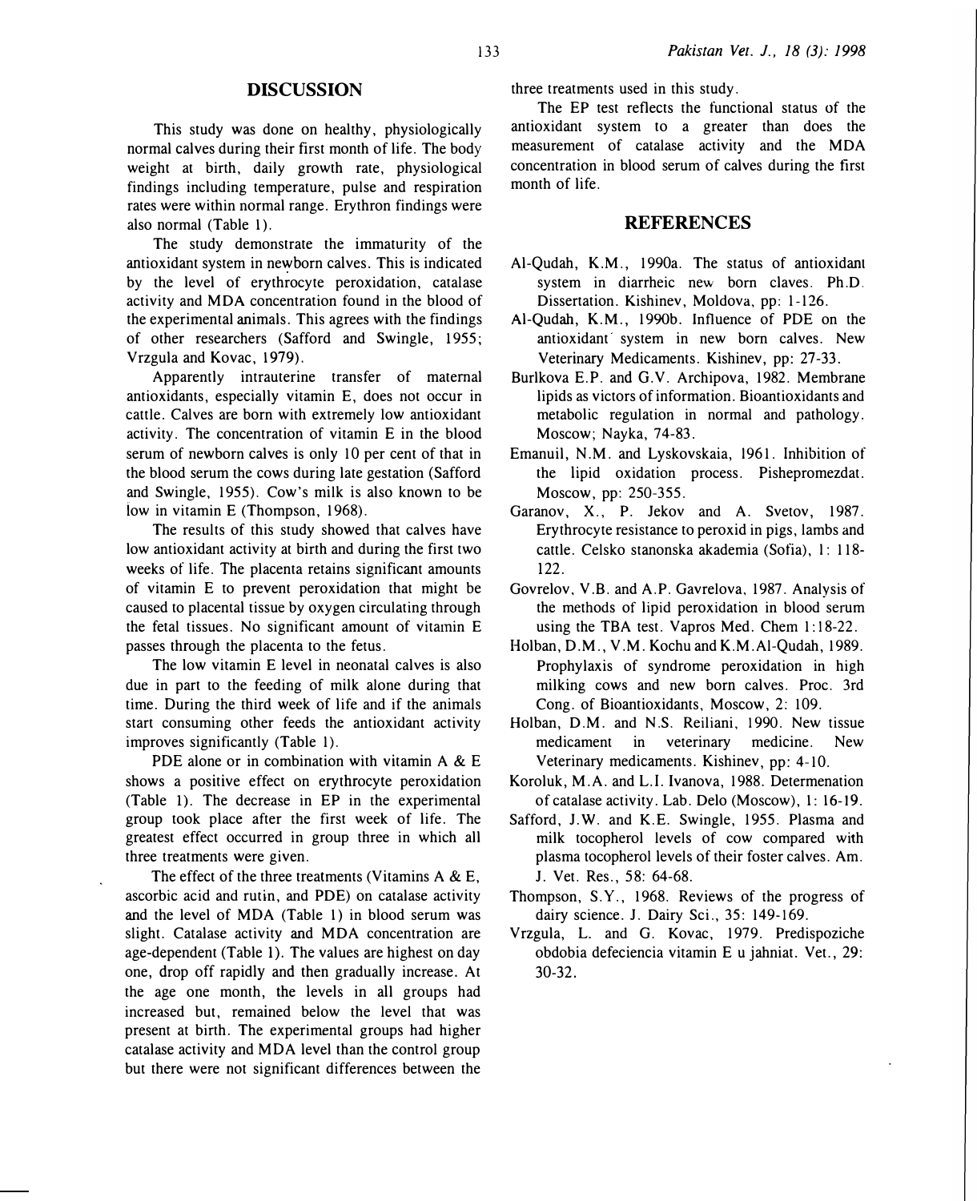## DISCUSSION

This study was done on healthy, physiologically normal calves during their first month of life. The body weight at birth, daily growth rate, physiological findings including temperature, pulse and respiration rates were within normal range. Erythron findings were also normal (Table 1).

The study demonstrate the immaturity of the antioxidant system in newborn calves. This is indicated by the level of erythrocyte peroxidation, catalase activity and MDA concentration found in the blood of the experimental animals. This agrees with the findings of other researchers (Safford and Swingle, 1955; Vrzgula and Kovac, 1979).

Apparently intrauterine transfer of maternal antioxidants, especially vitamin E, does not occur in cattle. Calves are born with extremely low antioxidant activity. The concentration of vitamin E in the blood serum of newborn calves is only 10 per cent of that in the blood serum the cows during late gestation (Safford and Swingle, 1955). Cow's milk is also known to be low in vitamin E (Thompson, 1968).

The results of this study showed that calves have low antioxidant activity at birth and during the first two weeks of life. The placenta retains significant amounts of vitamin E to prevent peroxidation that might be caused to placental tissue by oxygen circulating through the fetal tissues. No significant amount of vitamin E passes through the placenta to the fetus.

The low vitamin E level in neonatal calves is also due in part to the feeding of milk alone during that time. During the third week of life and if the animals start consuming other feeds the antioxidant activity improves significantly (Table 1).

PDE alone or in combination with vitamin A & E shows a positive effect on erythrocyte peroxidation (Table 1). The decrease in EP in the experimental group took place after the first week of life. The greatest effect occurred in group three in which all three treatments were given.

The effect of the three treatments (Vitamins A & E, ascorbic acid and rutin, and PDE) on catalase activity and the level of MDA (Table 1) in blood serum was slight. Catalase activity and MDA concentration are age-dependent (Table 1). The values are highest on day one, drop off rapidly and then gradually increase. At the age one month, the levels in all groups had increased but, remained below the level that was present at birth. The experimental groups had higher catalase activity and MDA level than the control group but there were not significant differences between the three treatments used in this study.

The EP test reflects the functional status of the antioxidant system to a greater than does the measurement of catalase activity and the MDA concentration in blood serum of calves during the first month of life.

## REFERENCES

Al-Qudah, K.M., 1990a. The status of antioxidant system in diarrheic new born claves. Ph.D. Dissertation. Kishinev, Moldova, pp: 1-126.

Al-Qudah, K.M., 1990b. Influence of PDE on the antioxidant system in new born calves. New Veterinary Medicaments. Kishinev, pp: 27-33.

Burlkova E.P. and G.V. Archipova, 1982. Membrane lipids as victors of information. Bioantioxidants and metabolic regulation in normal and pathology. Moscow; Nayka, 74-83.

Emanuil, N.M. and Lyskovskaia, 1961. Inhibition of the lipid oxidation process. Pishepromezdat. Moscow, pp: 250-355.

Garanov, X., P. Jekov and A. Svetov, 1987. Erythrocyte resistance to peroxid in pigs, lambs and cattle. Celsko stanonska akademia (Sofia), 1: 118-122.

Govrelov, V.B. and A.P. Gavrelova, 1987. Analysis of the methods of lipid peroxidation in blood serum using the TBA test. Vapros Med. Chem 1:18-22.

Holban, D.M., V.M. Kochu and K.M. Al-Qudah, 1989. Prophylaxis of syndrome peroxidation in high milking cows and new born calves. Proc. 3rd Cong. of Bioantioxidants, Moscow, 2: 109.

Holban, D.M. and N.S. Reiliani, 1990. New tissue medicament in veterinary medicine. New Veterinary medicaments. Kishinev, pp: 4-10.

Koroluk, M.A. and L.I. Ivanova, 1988. Determenation of catalase activity. Lab. Delo (Moscow), 1: 16-19.

Safford, J.W. and K.E. Swingle, 1955. Plasma and milk tocopherol levels of cow compared with plasma tocopherol levels of their foster calves. Am. J. Vet. Res., 58: 64-68.

Thompson, S.Y., 1968. Reviews of the progress of dairy science. J. Dairy Sci., 35: 149-169.

Vrzgula, L. and G. Kovac, 1979. Predispoziche obdobia defeciencia vitamin E u jahniat. Vet., 29: 30-32.